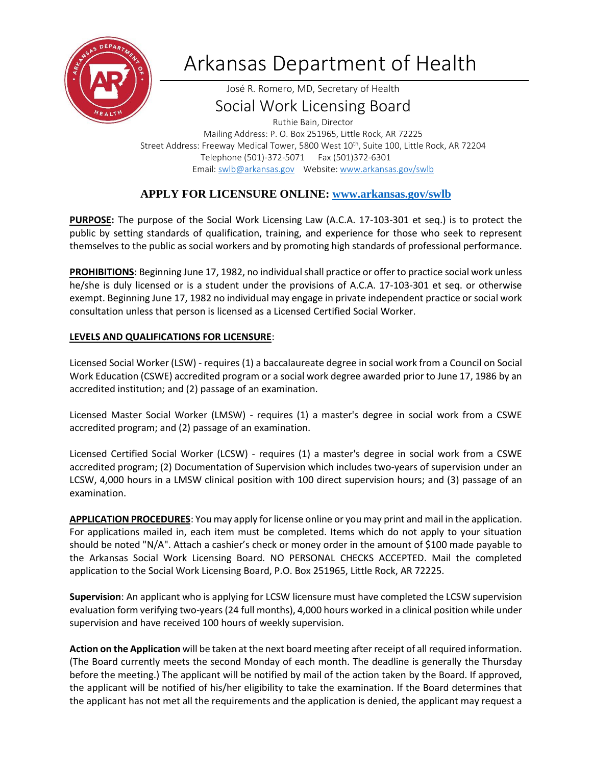# Arkansas Department of Health

José R. Romero, MD, Secretary of Health

## Social Work Licensing Board

Ruthie Bain, Director
Mailing Address: P. O. Box 251965, Little Rock, AR 72225
Street Address: Freeway Medical Tower, 5800 West 10th, Suite 100, Little Rock, AR 72204
Telephone (501)-372-5071 Fax (501)372-6301
Email: swlb@arkansas.gov Website: www.arkansas.gov/swlb

**APPLY FOR LICENSURE ONLINE: www.arkansas.gov/swlb**

**PURPOSE:** The purpose of the Social Work Licensing Law (A.C.A. 17-103-301 et seq.) is to protect the public by setting standards of qualification, training, and experience for those who seek to represent themselves to the public as social workers and by promoting high standards of professional performance.

**PROHIBITIONS**: Beginning June 17, 1982, no individual shall practice or offer to practice social work unless he/she is duly licensed or is a student under the provisions of A.C.A. 17-103-301 et seq. or otherwise exempt. Beginning June 17, 1982 no individual may engage in private independent practice or social work consultation unless that person is licensed as a Licensed Certified Social Worker.

**LEVELS AND QUALIFICATIONS FOR LICENSURE**:

Licensed Social Worker (LSW) - requires (1) a baccalaureate degree in social work from a Council on Social Work Education (CSWE) accredited program or a social work degree awarded prior to June 17, 1986 by an accredited institution; and (2) passage of an examination.

Licensed Master Social Worker (LMSW) - requires (1) a master's degree in social work from a CSWE accredited program; and (2) passage of an examination.

Licensed Certified Social Worker (LCSW) - requires (1) a master's degree in social work from a CSWE accredited program; (2) Documentation of Supervision which includes two-years of supervision under an LCSW, 4,000 hours in a LMSW clinical position with 100 direct supervision hours; and (3) passage of an examination.

**APPLICATION PROCEDURES**: You may apply for license online or you may print and mail in the application. For applications mailed in, each item must be completed. Items which do not apply to your situation should be noted "N/A". Attach a cashier's check or money order in the amount of $100 made payable to the Arkansas Social Work Licensing Board. NO PERSONAL CHECKS ACCEPTED. Mail the completed application to the Social Work Licensing Board, P.O. Box 251965, Little Rock, AR 72225.

**Supervision**: An applicant who is applying for LCSW licensure must have completed the LCSW supervision evaluation form verifying two-years (24 full months), 4,000 hours worked in a clinical position while under supervision and have received 100 hours of weekly supervision.

**Action on the Application** will be taken at the next board meeting after receipt of all required information. (The Board currently meets the second Monday of each month. The deadline is generally the Thursday before the meeting.) The applicant will be notified by mail of the action taken by the Board. If approved, the applicant will be notified of his/her eligibility to take the examination. If the Board determines that the applicant has not met all the requirements and the application is denied, the applicant may request a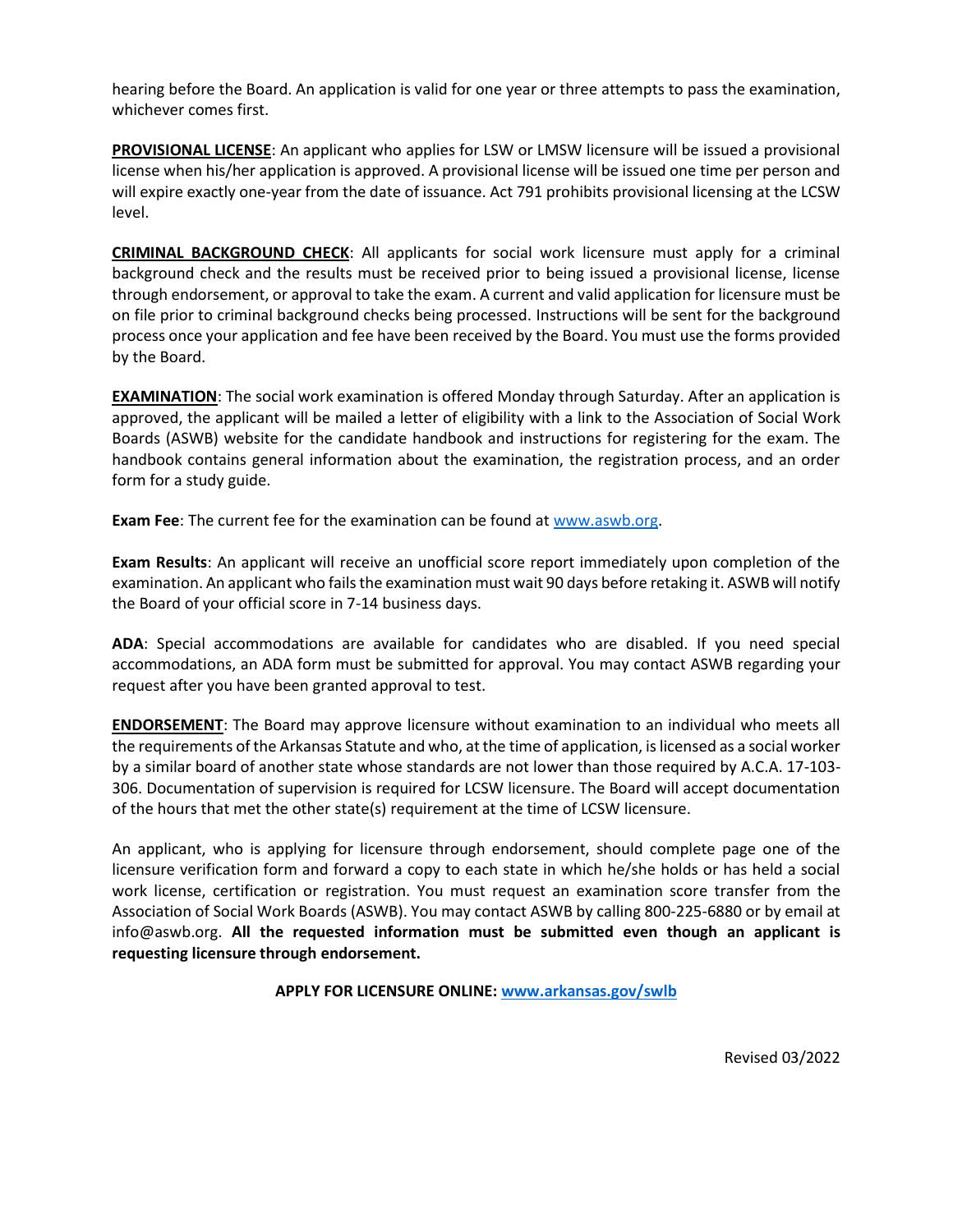hearing before the Board. An application is valid for one year or three attempts to pass the examination, whichever comes first.

**PROVISIONAL LICENSE**: An applicant who applies for LSW or LMSW licensure will be issued a provisional license when his/her application is approved. A provisional license will be issued one time per person and will expire exactly one-year from the date of issuance. Act 791 prohibits provisional licensing at the LCSW level.

**CRIMINAL BACKGROUND CHECK**: All applicants for social work licensure must apply for a criminal background check and the results must be received prior to being issued a provisional license, license through endorsement, or approval to take the exam. A current and valid application for licensure must be on file prior to criminal background checks being processed. Instructions will be sent for the background process once your application and fee have been received by the Board. You must use the forms provided by the Board.

**EXAMINATION**: The social work examination is offered Monday through Saturday. After an application is approved, the applicant will be mailed a letter of eligibility with a link to the Association of Social Work Boards (ASWB) website for the candidate handbook and instructions for registering for the exam. The handbook contains general information about the examination, the registration process, and an order form for a study guide.

**Exam Fee**: The current fee for the examination can be found at www.aswb.org.

**Exam Results**: An applicant will receive an unofficial score report immediately upon completion of the examination. An applicant who fails the examination must wait 90 days before retaking it. ASWB will notify the Board of your official score in 7-14 business days.

**ADA**: Special accommodations are available for candidates who are disabled. If you need special accommodations, an ADA form must be submitted for approval. You may contact ASWB regarding your request after you have been granted approval to test.

**ENDORSEMENT**: The Board may approve licensure without examination to an individual who meets all the requirements of the Arkansas Statute and who, at the time of application, is licensed as a social worker by a similar board of another state whose standards are not lower than those required by A.C.A. 17-103-306. Documentation of supervision is required for LCSW licensure. The Board will accept documentation of the hours that met the other state(s) requirement at the time of LCSW licensure.

An applicant, who is applying for licensure through endorsement, should complete page one of the licensure verification form and forward a copy to each state in which he/she holds or has held a social work license, certification or registration. You must request an examination score transfer from the Association of Social Work Boards (ASWB). You may contact ASWB by calling 800-225-6880 or by email at info@aswb.org. **All the requested information must be submitted even though an applicant is requesting licensure through endorsement.**

**APPLY FOR LICENSURE ONLINE: www.arkansas.gov/swlb**

Revised 03/2022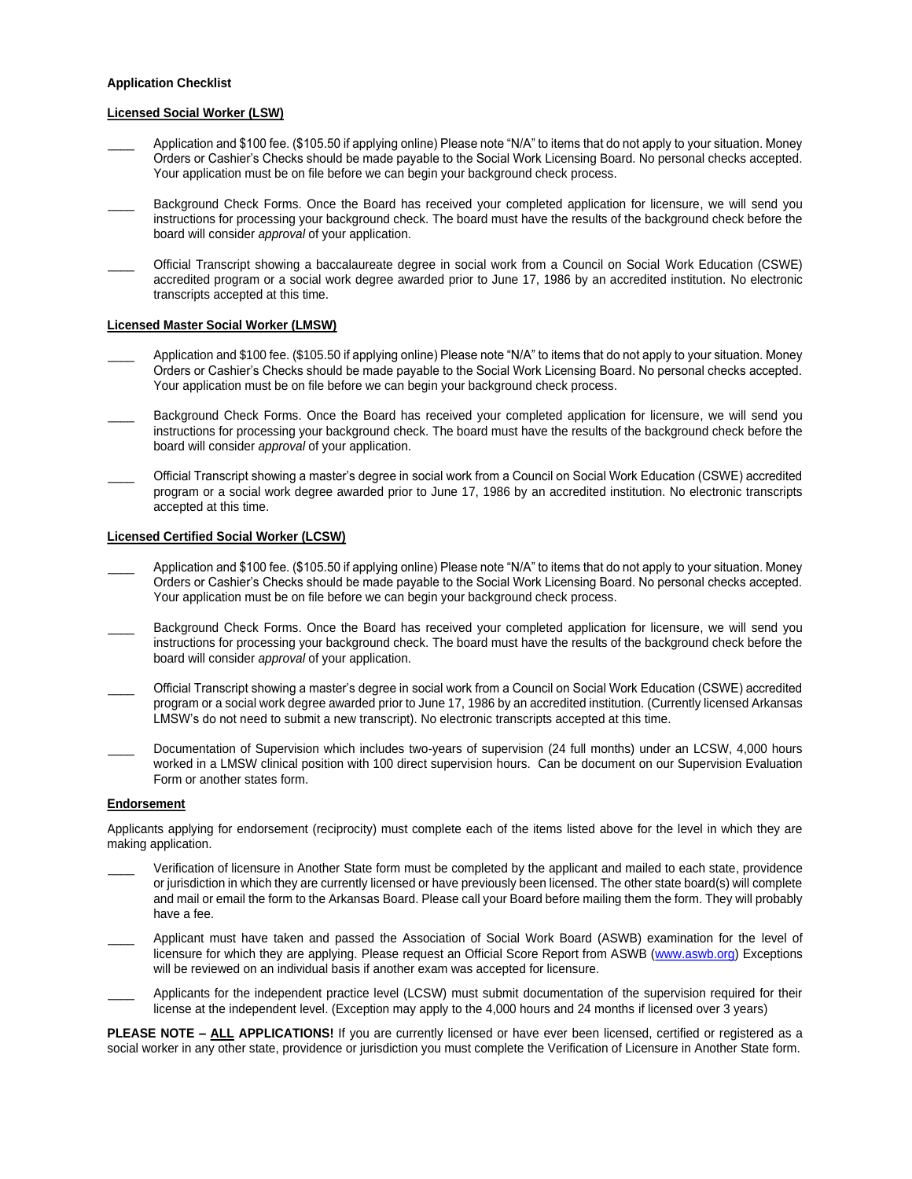**Application Checklist**

**Licensed Social Worker (LSW)**

____ Application and $100 fee. ($105.50 if applying online) Please note "N/A" to items that do not apply to your situation. Money Orders or Cashier's Checks should be made payable to the Social Work Licensing Board. No personal checks accepted. Your application must be on file before we can begin your background check process.

____ Background Check Forms. Once the Board has received your completed application for licensure, we will send you instructions for processing your background check. The board must have the results of the background check before the board will consider *approval* of your application.

____ Official Transcript showing a baccalaureate degree in social work from a Council on Social Work Education (CSWE) accredited program or a social work degree awarded prior to June 17, 1986 by an accredited institution. No electronic transcripts accepted at this time.

**Licensed Master Social Worker (LMSW)**

____ Application and $100 fee. ($105.50 if applying online) Please note "N/A" to items that do not apply to your situation. Money Orders or Cashier's Checks should be made payable to the Social Work Licensing Board. No personal checks accepted. Your application must be on file before we can begin your background check process.

____ Background Check Forms. Once the Board has received your completed application for licensure, we will send you instructions for processing your background check. The board must have the results of the background check before the board will consider *approval* of your application.

____ Official Transcript showing a master's degree in social work from a Council on Social Work Education (CSWE) accredited program or a social work degree awarded prior to June 17, 1986 by an accredited institution. No electronic transcripts accepted at this time.

**Licensed Certified Social Worker (LCSW)**

____ Application and $100 fee. ($105.50 if applying online) Please note "N/A" to items that do not apply to your situation. Money Orders or Cashier's Checks should be made payable to the Social Work Licensing Board. No personal checks accepted. Your application must be on file before we can begin your background check process.

____ Background Check Forms. Once the Board has received your completed application for licensure, we will send you instructions for processing your background check. The board must have the results of the background check before the board will consider *approval* of your application.

____ Official Transcript showing a master's degree in social work from a Council on Social Work Education (CSWE) accredited program or a social work degree awarded prior to June 17, 1986 by an accredited institution. (Currently licensed Arkansas LMSW's do not need to submit a new transcript). No electronic transcripts accepted at this time.

____ Documentation of Supervision which includes two-years of supervision (24 full months) under an LCSW, 4,000 hours worked in a LMSW clinical position with 100 direct supervision hours. Can be document on our Supervision Evaluation Form or another states form.

**Endorsement**

Applicants applying for endorsement (reciprocity) must complete each of the items listed above for the level in which they are making application.

____ Verification of licensure in Another State form must be completed by the applicant and mailed to each state, providence or jurisdiction in which they are currently licensed or have previously been licensed. The other state board(s) will complete and mail or email the form to the Arkansas Board. Please call your Board before mailing them the form. They will probably have a fee.

____ Applicant must have taken and passed the Association of Social Work Board (ASWB) examination for the level of licensure for which they are applying. Please request an Official Score Report from ASWB (www.aswb.org) Exceptions will be reviewed on an individual basis if another exam was accepted for licensure.

____ Applicants for the independent practice level (LCSW) must submit documentation of the supervision required for their license at the independent level. (Exception may apply to the 4,000 hours and 24 months if licensed over 3 years)

**PLEASE NOTE – ALL APPLICATIONS!** If you are currently licensed or have ever been licensed, certified or registered as a social worker in any other state, providence or jurisdiction you must complete the Verification of Licensure in Another State form.